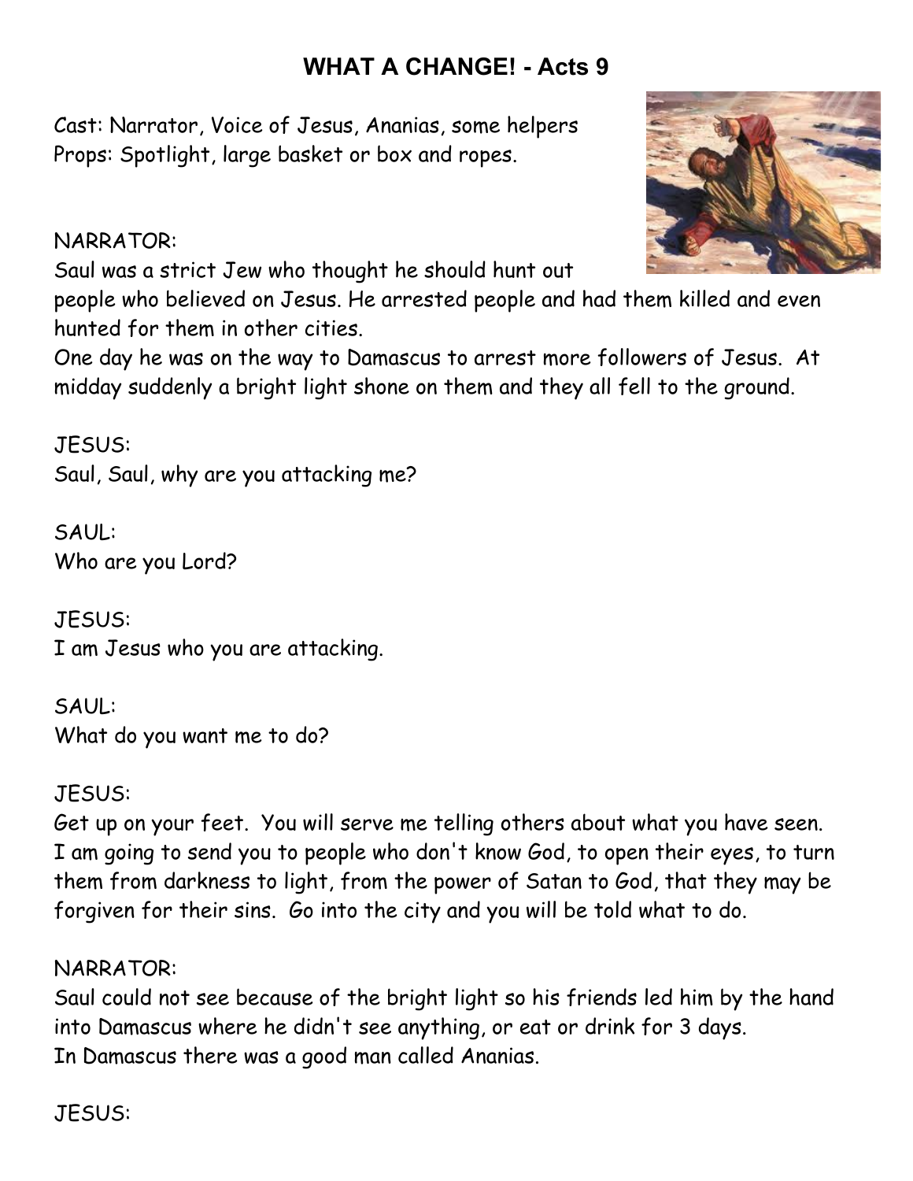# WHAT A CHANGE! - Acts 9

Cast: Narrator, Voice of Jesus, Ananias, some helpers
Props: Spotlight, large basket or box and ropes.

NARRATOR:
Saul was a strict Jew who thought he should hunt out people who believed on Jesus. He arrested people and had them killed and even hunted for them in other cities.
One day he was on the way to Damascus to arrest more followers of Jesus. At midday suddenly a bright light shone on them and they all fell to the ground.

JESUS:
Saul, Saul, why are you attacking me?

SAUL:
Who are you Lord?

JESUS:
I am Jesus who you are attacking.

SAUL:
What do you want me to do?

JESUS:
Get up on your feet. You will serve me telling others about what you have seen. I am going to send you to people who don't know God, to open their eyes, to turn them from darkness to light, from the power of Satan to God, that they may be forgiven for their sins. Go into the city and you will be told what to do.

NARRATOR:
Saul could not see because of the bright light so his friends led him by the hand into Damascus where he didn't see anything, or eat or drink for 3 days.
In Damascus there was a good man called Ananias.

JESUS: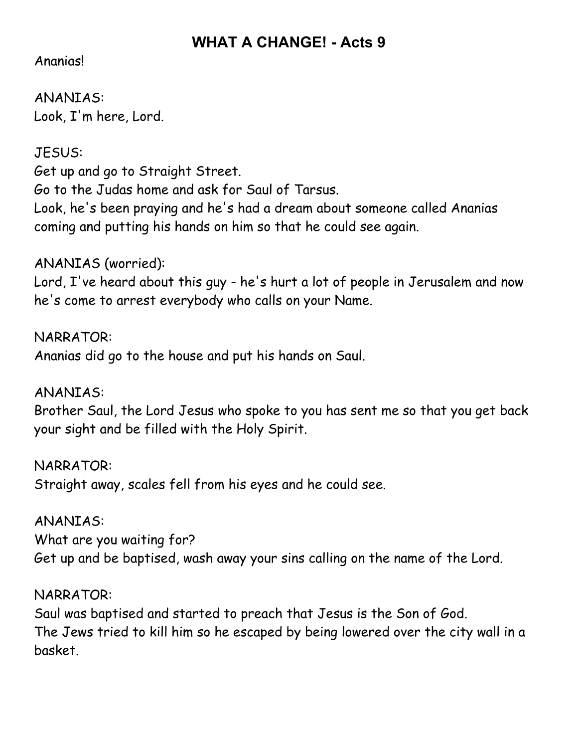Ananias!

ANANIAS:
Look, I'm here, Lord.

JESUS:
Get up and go to Straight Street.
Go to the Judas home and ask for Saul of Tarsus.
Look, he's been praying and he's had a dream about someone called Ananias coming and putting his hands on him so that he could see again.

ANANIAS (worried):
Lord, I've heard about this guy - he's hurt a lot of people in Jerusalem and now he's come to arrest everybody who calls on your Name.

NARRATOR:
Ananias did go to the house and put his hands on Saul.

ANANIAS:
Brother Saul, the Lord Jesus who spoke to you has sent me so that you get back your sight and be filled with the Holy Spirit.

NARRATOR:
Straight away, scales fell from his eyes and he could see.

ANANIAS:
What are you waiting for?
Get up and be baptised, wash away your sins calling on the name of the Lord.

NARRATOR:
Saul was baptised and started to preach that Jesus is the Son of God.
The Jews tried to kill him so he escaped by being lowered over the city wall in a basket.